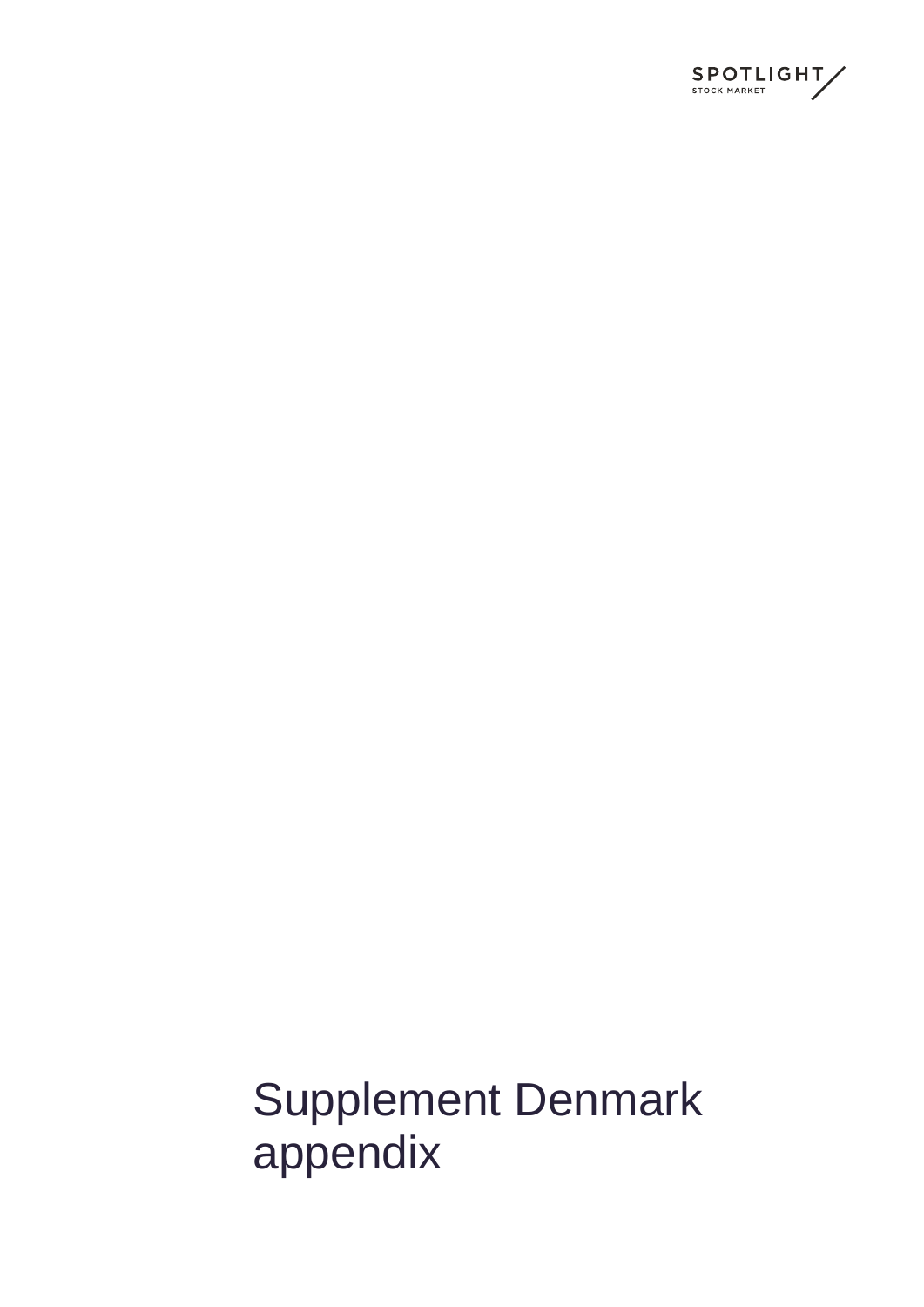SPOTLIGHT STOCK MARKET

# Supplement Denmark appendix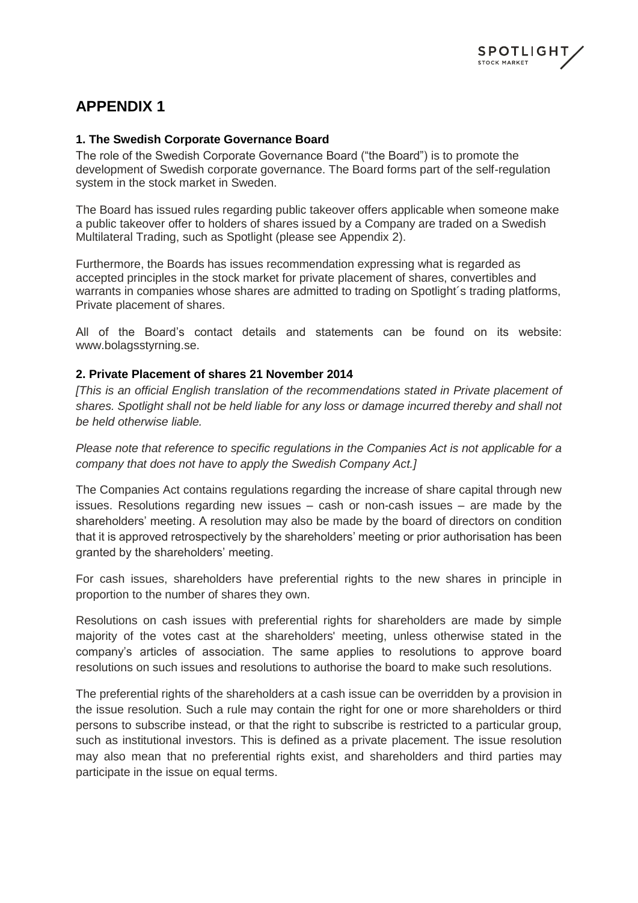# APPENDIX 1

### 1. The Swedish Corporate Governance Board

The role of the Swedish Corporate Governance Board ("the Board") is to promote the development of Swedish corporate governance. The Board forms part of the self-regulation system in the stock market in Sweden.

The Board has issued rules regarding public takeover offers applicable when someone make a public takeover offer to holders of shares issued by a Company are traded on a Swedish Multilateral Trading, such as Spotlight (please see Appendix 2).

Furthermore, the Boards has issues recommendation expressing what is regarded as accepted principles in the stock market for private placement of shares, convertibles and warrants in companies whose shares are admitted to trading on Spotlight´s trading platforms, Private placement of shares.

All of the Board's contact details and statements can be found on its website: www.bolagsstyrning.se.

### 2. Private Placement of shares 21 November 2014

*[This is an official English translation of the recommendations stated in Private placement of shares. Spotlight shall not be held liable for any loss or damage incurred thereby and shall not be held otherwise liable.*

*Please note that reference to specific regulations in the Companies Act is not applicable for a company that does not have to apply the Swedish Company Act.]*

The Companies Act contains regulations regarding the increase of share capital through new issues. Resolutions regarding new issues – cash or non-cash issues – are made by the shareholders' meeting. A resolution may also be made by the board of directors on condition that it is approved retrospectively by the shareholders' meeting or prior authorisation has been granted by the shareholders' meeting.

For cash issues, shareholders have preferential rights to the new shares in principle in proportion to the number of shares they own.

Resolutions on cash issues with preferential rights for shareholders are made by simple majority of the votes cast at the shareholders' meeting, unless otherwise stated in the company's articles of association. The same applies to resolutions to approve board resolutions on such issues and resolutions to authorise the board to make such resolutions.

The preferential rights of the shareholders at a cash issue can be overridden by a provision in the issue resolution. Such a rule may contain the right for one or more shareholders or third persons to subscribe instead, or that the right to subscribe is restricted to a particular group, such as institutional investors. This is defined as a private placement. The issue resolution may also mean that no preferential rights exist, and shareholders and third parties may participate in the issue on equal terms.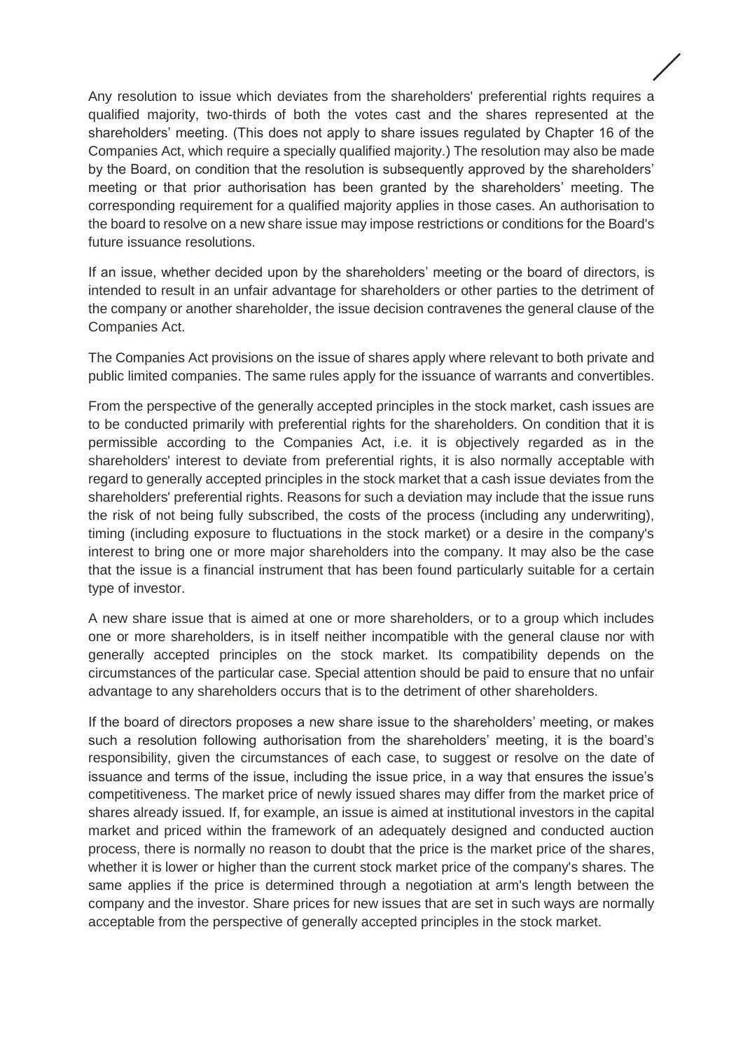Any resolution to issue which deviates from the shareholders' preferential rights requires a qualified majority, two-thirds of both the votes cast and the shares represented at the shareholders' meeting. (This does not apply to share issues regulated by Chapter 16 of the Companies Act, which require a specially qualified majority.) The resolution may also be made by the Board, on condition that the resolution is subsequently approved by the shareholders' meeting or that prior authorisation has been granted by the shareholders' meeting. The corresponding requirement for a qualified majority applies in those cases. An authorisation to the board to resolve on a new share issue may impose restrictions or conditions for the Board's future issuance resolutions.

If an issue, whether decided upon by the shareholders' meeting or the board of directors, is intended to result in an unfair advantage for shareholders or other parties to the detriment of the company or another shareholder, the issue decision contravenes the general clause of the Companies Act.

The Companies Act provisions on the issue of shares apply where relevant to both private and public limited companies. The same rules apply for the issuance of warrants and convertibles.

From the perspective of the generally accepted principles in the stock market, cash issues are to be conducted primarily with preferential rights for the shareholders. On condition that it is permissible according to the Companies Act, i.e. it is objectively regarded as in the shareholders' interest to deviate from preferential rights, it is also normally acceptable with regard to generally accepted principles in the stock market that a cash issue deviates from the shareholders' preferential rights. Reasons for such a deviation may include that the issue runs the risk of not being fully subscribed, the costs of the process (including any underwriting), timing (including exposure to fluctuations in the stock market) or a desire in the company's interest to bring one or more major shareholders into the company. It may also be the case that the issue is a financial instrument that has been found particularly suitable for a certain type of investor.

A new share issue that is aimed at one or more shareholders, or to a group which includes one or more shareholders, is in itself neither incompatible with the general clause nor with generally accepted principles on the stock market. Its compatibility depends on the circumstances of the particular case. Special attention should be paid to ensure that no unfair advantage to any shareholders occurs that is to the detriment of other shareholders.

If the board of directors proposes a new share issue to the shareholders' meeting, or makes such a resolution following authorisation from the shareholders' meeting, it is the board's responsibility, given the circumstances of each case, to suggest or resolve on the date of issuance and terms of the issue, including the issue price, in a way that ensures the issue's competitiveness. The market price of newly issued shares may differ from the market price of shares already issued. If, for example, an issue is aimed at institutional investors in the capital market and priced within the framework of an adequately designed and conducted auction process, there is normally no reason to doubt that the price is the market price of the shares, whether it is lower or higher than the current stock market price of the company's shares. The same applies if the price is determined through a negotiation at arm's length between the company and the investor. Share prices for new issues that are set in such ways are normally acceptable from the perspective of generally accepted principles in the stock market.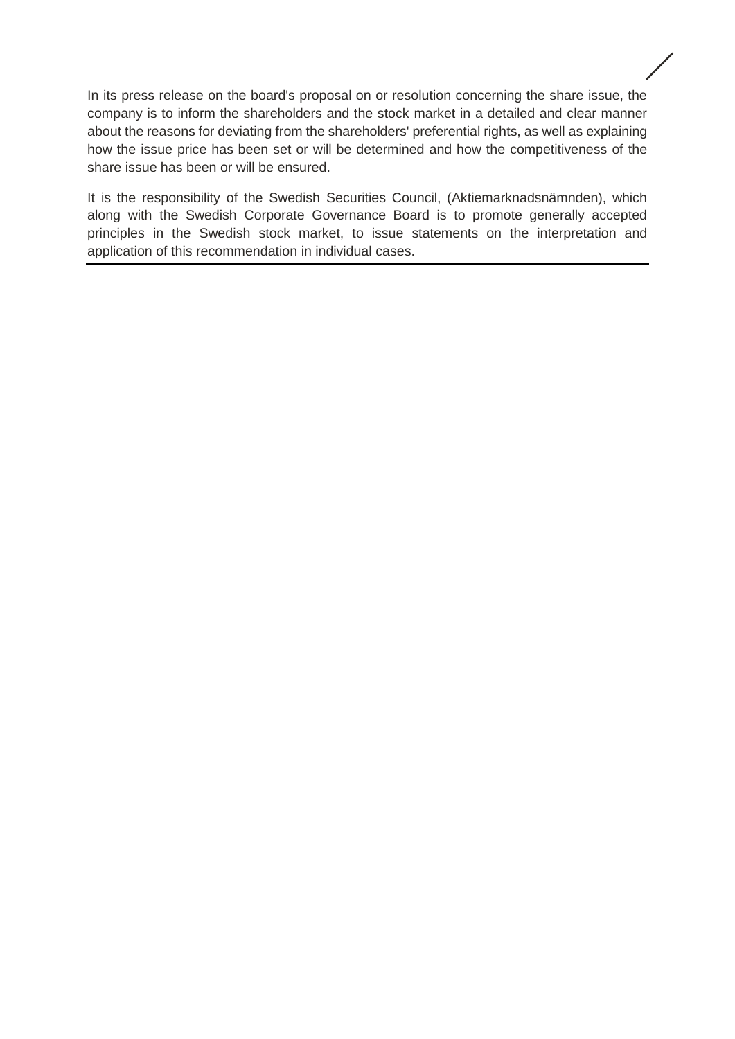In its press release on the board's proposal on or resolution concerning the share issue, the company is to inform the shareholders and the stock market in a detailed and clear manner about the reasons for deviating from the shareholders' preferential rights, as well as explaining how the issue price has been set or will be determined and how the competitiveness of the share issue has been or will be ensured.

It is the responsibility of the Swedish Securities Council, (Aktiemarknadsnämnden), which along with the Swedish Corporate Governance Board is to promote generally accepted principles in the Swedish stock market, to issue statements on the interpretation and application of this recommendation in individual cases.